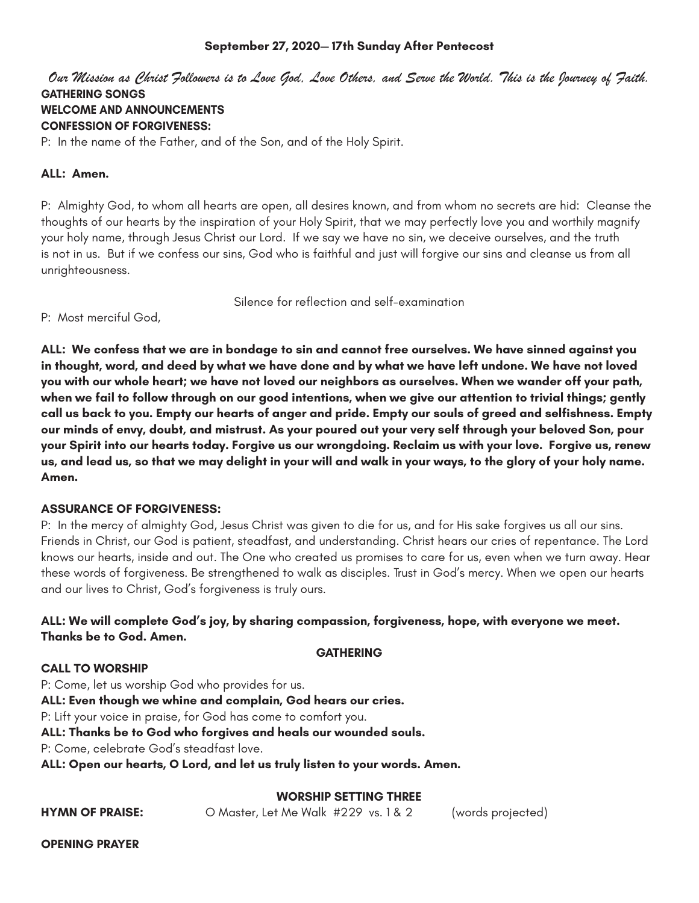**September 27, 2020— 17th Sunday After Pentecost**

*Our Mission as Christ Followers is to Love God, Love Others, and Serve the World. This is the Journey of Faith.*

**GATHERING SONGS**

**WELCOME AND ANNOUNCEMENTS**

**CONFESSION OF FORGIVENESS:**

P: In the name of the Father, and of the Son, and of the Holy Spirit.

**ALL: Amen.**

P: Almighty God, to whom all hearts are open, all desires known, and from whom no secrets are hid: Cleanse the thoughts of our hearts by the inspiration of your Holy Spirit, that we may perfectly love you and worthily magnify your holy name, through Jesus Christ our Lord. If we say we have no sin, we deceive ourselves, and the truth is not in us. But if we confess our sins, God who is faithful and just will forgive our sins and cleanse us from all unrighteousness.

Silence for reflection and self-examination

P: Most merciful God,

**ALL: We confess that we are in bondage to sin and cannot free ourselves. We have sinned against you in thought, word, and deed by what we have done and by what we have left undone. We have not loved you with our whole heart; we have not loved our neighbors as ourselves. When we wander off your path, when we fail to follow through on our good intentions, when we give our attention to trivial things; gently call us back to you. Empty our hearts of anger and pride. Empty our souls of greed and selfishness. Empty our minds of envy, doubt, and mistrust. As your poured out your very self through your beloved Son, pour your Spirit into our hearts today. Forgive us our wrongdoing. Reclaim us with your love. Forgive us, renew us, and lead us, so that we may delight in your will and walk in your ways, to the glory of your holy name. Amen.**

**ASSURANCE OF FORGIVENESS:**

P: In the mercy of almighty God, Jesus Christ was given to die for us, and for His sake forgives us all our sins. Friends in Christ, our God is patient, steadfast, and understanding. Christ hears our cries of repentance. The Lord knows our hearts, inside and out. The One who created us promises to care for us, even when we turn away. Hear these words of forgiveness. Be strengthened to walk as disciples. Trust in God's mercy. When we open our hearts and our lives to Christ, God's forgiveness is truly ours.

**ALL: We will complete God's joy, by sharing compassion, forgiveness, hope, with everyone we meet. Thanks be to God. Amen.**

**GATHERING**

**CALL TO WORSHIP**

P: Come, let us worship God who provides for us.

**ALL: Even though we whine and complain, God hears our cries.**

P: Lift your voice in praise, for God has come to comfort you.

**ALL: Thanks be to God who forgives and heals our wounded souls.**

P: Come, celebrate God's steadfast love.

**ALL: Open our hearts, O Lord, and let us truly listen to your words. Amen.**

**WORSHIP SETTING THREE**

**HYMN OF PRAISE:** O Master, Let Me Walk #229 vs. 1 & 2 (words projected)

**OPENING PRAYER**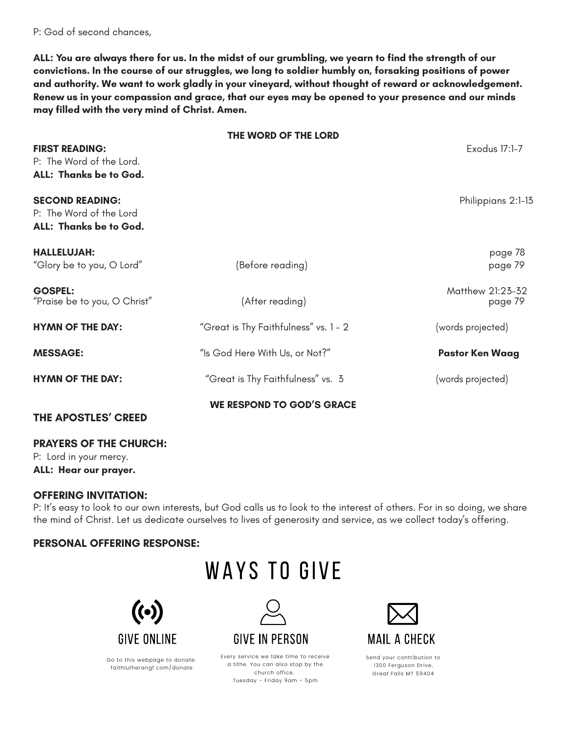P: God of second chances,

**ALL: You are always there for us. In the midst of our grumbling, we yearn to find the strength of our convictions. In the course of our struggles, we long to soldier humbly on, forsaking positions of power and authority. We want to work gladly in your vineyard, without thought of reward or acknowledgement. Renew us in your compassion and grace, that our eyes may be opened to your presence and our minds may filled with the very mind of Christ. Amen.**

## THE WORD OF THE LORD

**FIRST READING:** Exodus 17:1-7

P: The Word of the Lord.
**ALL: Thanks be to God.**

**SECOND READING:** Philippians 2:1-13

P: The Word of the Lord
**ALL: Thanks be to God.**

**HALLELUJAH:** page 78

"Glory be to you, O Lord" (Before reading) page 79

**GOSPEL:** Matthew 21:23-32

"Praise be to you, O Christ" (After reading) page 79

**HYMN OF THE DAY:** "Great is Thy Faithfulness" vs. 1 - 2 (words projected)

**MESSAGE:** "Is God Here With Us, or Not?" **Pastor Ken Waag**

**HYMN OF THE DAY:** "Great is Thy Faithfulness" vs. 3 (words projected)

## WE RESPOND TO GOD'S GRACE

**THE APOSTLES' CREED**

**PRAYERS OF THE CHURCH:**

P: Lord in your mercy.
**ALL: Hear our prayer.**

**OFFERING INVITATION:**

P: It's easy to look to our own interests, but God calls us to look to the interest of others. For in so doing, we share the mind of Christ. Let us dedicate ourselves to lives of generosity and service, as we collect today's offering.

**PERSONAL OFFERING RESPONSE:**

# WAYS TO GIVE

**GIVE ONLINE**

Go to this webpage to donate: faithlutherangf.com/donate

**GIVE IN PERSON**

Every service we take time to receive a tithe. You can also stop by the church office, Tuesday - Friday 9am - 5pm

**MAIL A CHECK**

Send your contribution to 1300 Ferguson Drive, Great Falls MT 59404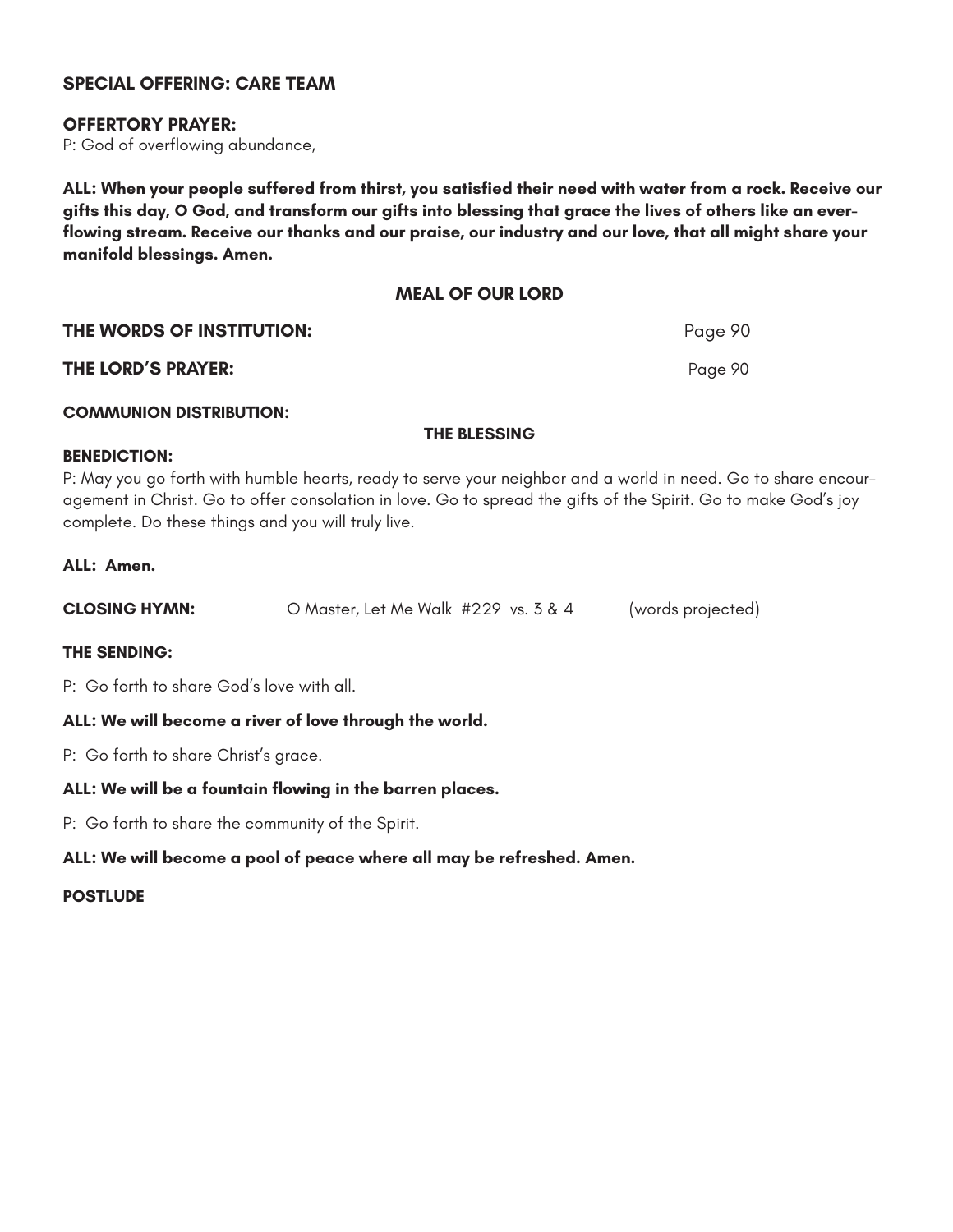**SPECIAL OFFERING: CARE TEAM**

**OFFERTORY PRAYER:**
P: God of overflowing abundance,

**ALL: When your people suffered from thirst, you satisfied their need with water from a rock. Receive our gifts this day, O God, and transform our gifts into blessing that grace the lives of others like an ever-flowing stream. Receive our thanks and our praise, our industry and our love, that all might share your manifold blessings. Amen.**

## MEAL OF OUR LORD

**THE WORDS OF INSTITUTION:** Page 90

**THE LORD'S PRAYER:** Page 90

**COMMUNION DISTRIBUTION:**

## THE BLESSING

**BENEDICTION:**
P: May you go forth with humble hearts, ready to serve your neighbor and a world in need. Go to share encouragement in Christ. Go to offer consolation in love. Go to spread the gifts of the Spirit. Go to make God's joy complete. Do these things and you will truly live.

**ALL: Amen.**

**CLOSING HYMN:** O Master, Let Me Walk #229 vs. 3 & 4 (words projected)

**THE SENDING:**

P: Go forth to share God's love with all.

**ALL: We will become a river of love through the world.**

P: Go forth to share Christ's grace.

**ALL: We will be a fountain flowing in the barren places.**

P: Go forth to share the community of the Spirit.

**ALL: We will become a pool of peace where all may be refreshed. Amen.**

**POSTLUDE**